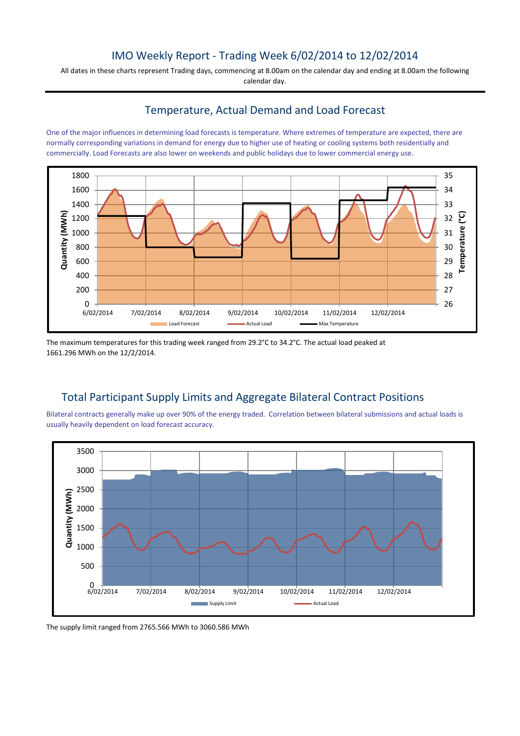# IMO Weekly Report - Trading Week 6/02/2014 to 12/02/2014

All dates in these charts represent Trading days, commencing at 8.00am on the calendar day and ending at 8.00am the following calendar day.

## Temperature, Actual Demand and Load Forecast

One of the major influences in determining load forecasts is temperature. Where extremes of temperature are expected, there are normally corresponding variations in demand for energy due to higher use of heating or cooling systems both residentially and commercially. Load Forecasts are also lower on weekends and public holidays due to lower commercial energy use.

The maximum temperatures for this trading week ranged from 29.2°C to 34.2°C. The actual load peaked at 1661.296 MWh on the 12/2/2014.

## Total Participant Supply Limits and Aggregate Bilateral Contract Positions

Bilateral contracts generally make up over 90% of the energy traded. Correlation between bilateral submissions and actual loads is usually heavily dependent on load forecast accuracy.

The supply limit ranged from 2765.566 MWh to 3060.586 MWh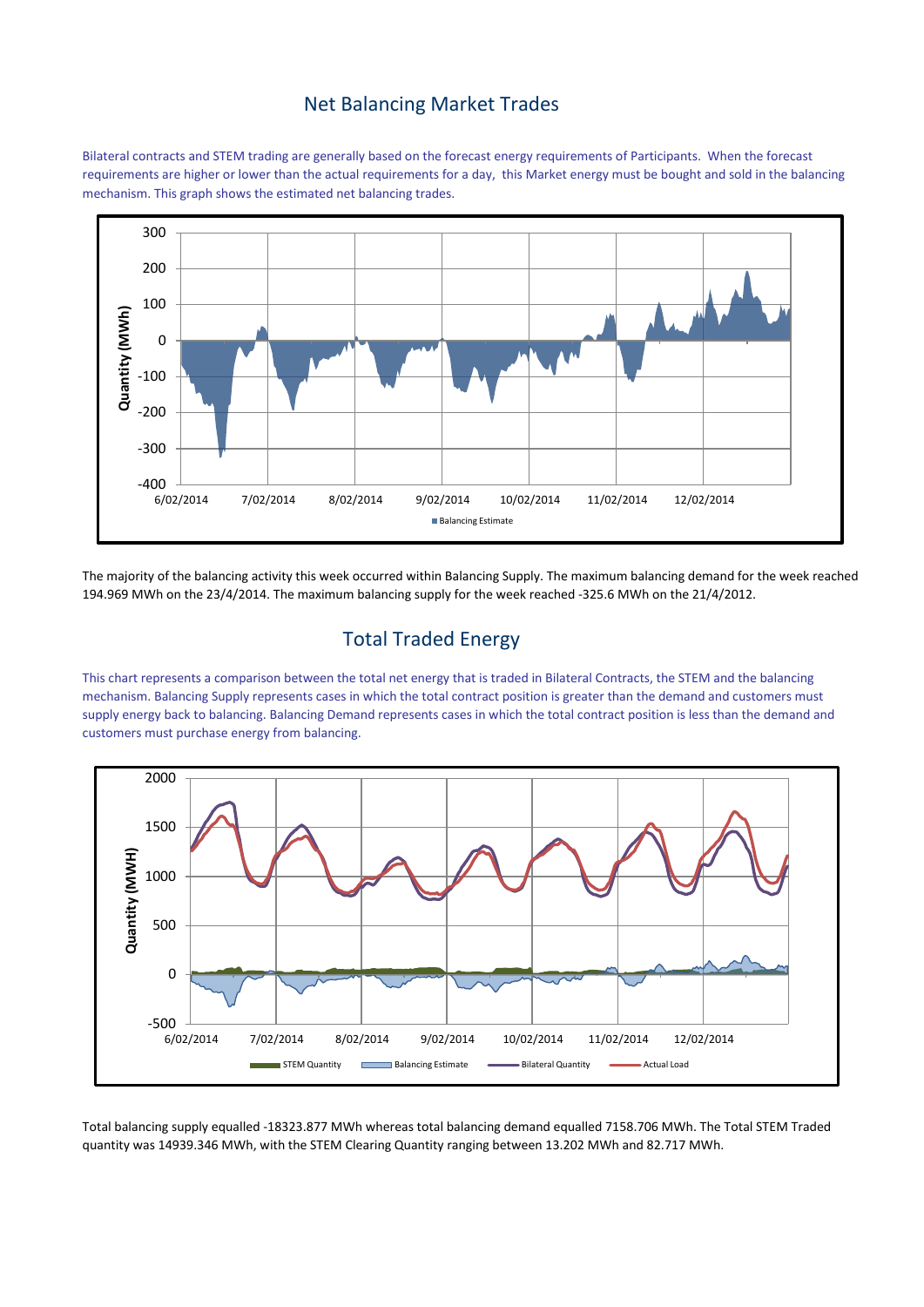## Net Balancing Market Trades

Bilateral contracts and STEM trading are generally based on the forecast energy requirements of Participants. When the forecast requirements are higher or lower than the actual requirements for a day, this Market energy must be bought and sold in the balancing mechanism. This graph shows the estimated net balancing trades.

The majority of the balancing activity this week occurred within Balancing Supply. The maximum balancing demand for the week reached 194.969 MWh on the 23/4/2014. The maximum balancing supply for the week reached -325.6 MWh on the 21/4/2012.

## Total Traded Energy

This chart represents a comparison between the total net energy that is traded in Bilateral Contracts, the STEM and the balancing mechanism. Balancing Supply represents cases in which the total contract position is greater than the demand and customers must supply energy back to balancing. Balancing Demand represents cases in which the total contract position is less than the demand and customers must purchase energy from balancing.

Total balancing supply equalled -18323.877 MWh whereas total balancing demand equalled 7158.706 MWh. The Total STEM Traded quantity was 14939.346 MWh, with the STEM Clearing Quantity ranging between 13.202 MWh and 82.717 MWh.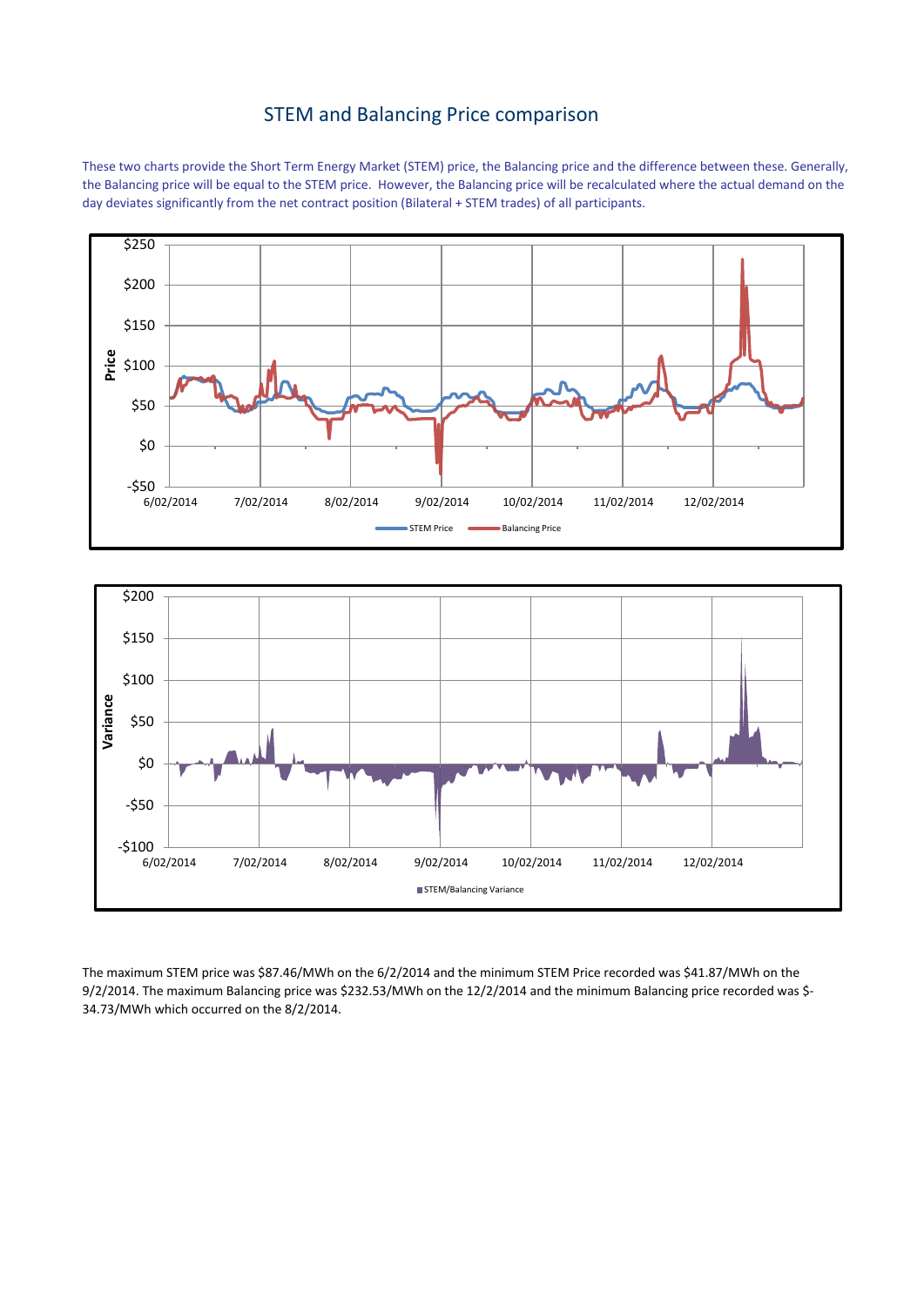# STEM and Balancing Price comparison

These two charts provide the Short Term Energy Market (STEM) price, the Balancing price and the difference between these. Generally, the Balancing price will be equal to the STEM price. However, the Balancing price will be recalculated where the actual demand on the day deviates significantly from the net contract position (Bilateral + STEM trades) of all participants.

Price

$250
$200
$150
$100
$50
$0
-$50

6/02/2014
7/02/2014
8/02/2014
9/02/2014
10/02/2014
11/02/2014
12/02/2014

STEM Price
Balancing Price

Variance

$200
$150
$100
$50
$0
-$50
-$100

6/02/2014
7/02/2014
8/02/2014
9/02/2014
10/02/2014
11/02/2014
12/02/2014

STEM/Balancing Variance

The maximum STEM price was $87.46/MWh on the 6/2/2014 and the minimum STEM Price recorded was $41.87/MWh on the 9/2/2014. The maximum Balancing price was $232.53/MWh on the 12/2/2014 and the minimum Balancing price recorded was $-34.73/MWh which occurred on the 8/2/2014.